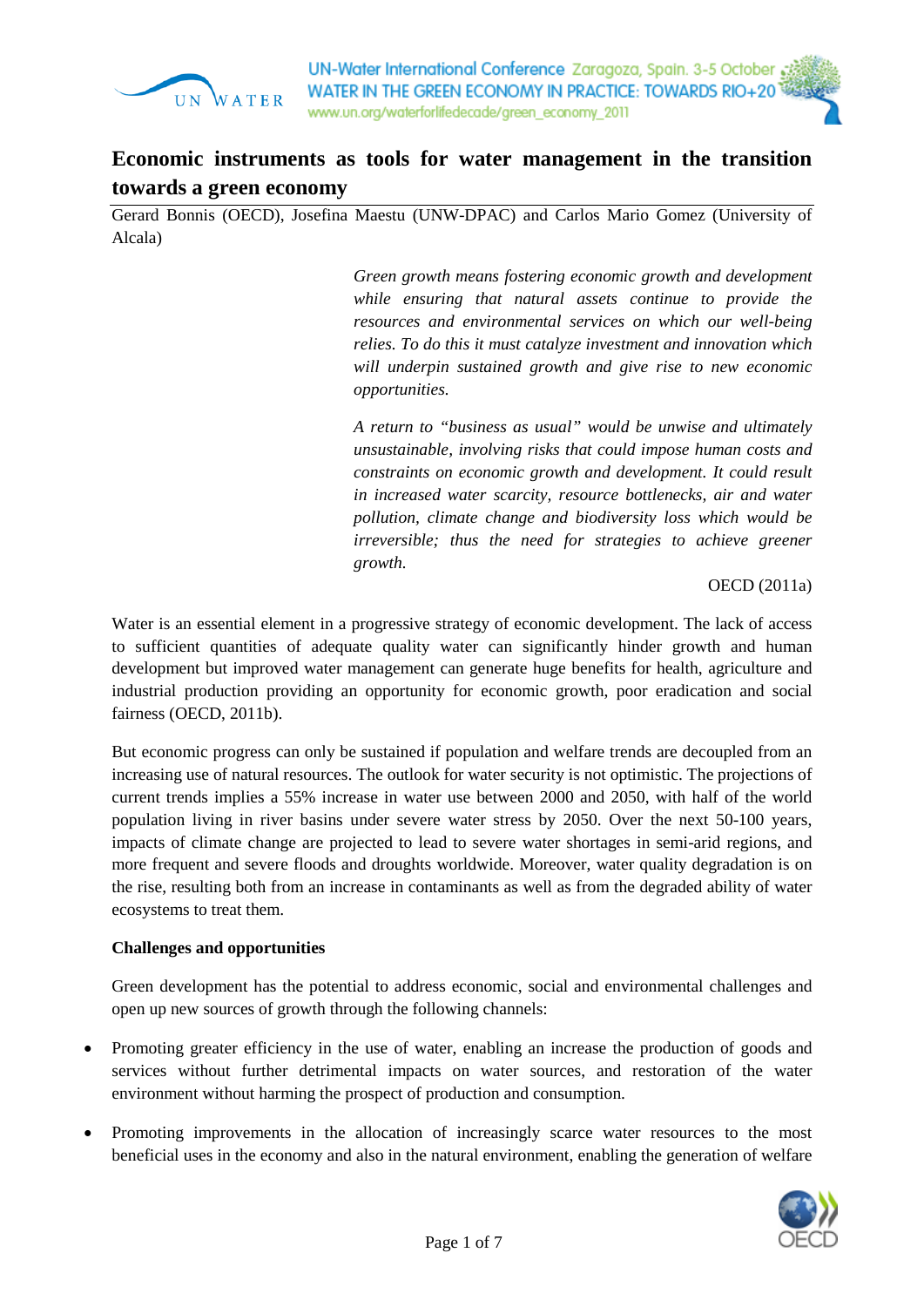# Economic instruments as tools for water management in the transition towards a green economy

Gerard Bonnis (OECD), Josefina Maestu (UNW-DPAC) and Carlos Mario Gomez (University of Alcala)

> *Green growth means fostering economic growth and development while ensuring that natural assets continue to provide the resources and environmental services on which our well-being relies. To do this it must catalyze investment and innovation which will underpin sustained growth and give rise to new economic opportunities.*
>
> *A return to "business as usual" would be unwise and ultimately unsustainable, involving risks that could impose human costs and constraints on economic growth and development. It could result in increased water scarcity, resource bottlenecks, air and water pollution, climate change and biodiversity loss which would be irreversible; thus the need for strategies to achieve greener growth.*
>
> OECD (2011a)

Water is an essential element in a progressive strategy of economic development. The lack of access to sufficient quantities of adequate quality water can significantly hinder growth and human development but improved water management can generate huge benefits for health, agriculture and industrial production providing an opportunity for economic growth, poor eradication and social fairness (OECD, 2011b).

But economic progress can only be sustained if population and welfare trends are decoupled from an increasing use of natural resources. The outlook for water security is not optimistic. The projections of current trends implies a 55% increase in water use between 2000 and 2050, with half of the world population living in river basins under severe water stress by 2050. Over the next 50-100 years, impacts of climate change are projected to lead to severe water shortages in semi-arid regions, and more frequent and severe floods and droughts worldwide. Moreover, water quality degradation is on the rise, resulting both from an increase in contaminants as well as from the degraded ability of water ecosystems to treat them.

**Challenges and opportunities**

Green development has the potential to address economic, social and environmental challenges and open up new sources of growth through the following channels:

- Promoting greater efficiency in the use of water, enabling an increase the production of goods and services without further detrimental impacts on water sources, and restoration of the water environment without harming the prospect of production and consumption.
- Promoting improvements in the allocation of increasingly scarce water resources to the most beneficial uses in the economy and also in the natural environment, enabling the generation of welfare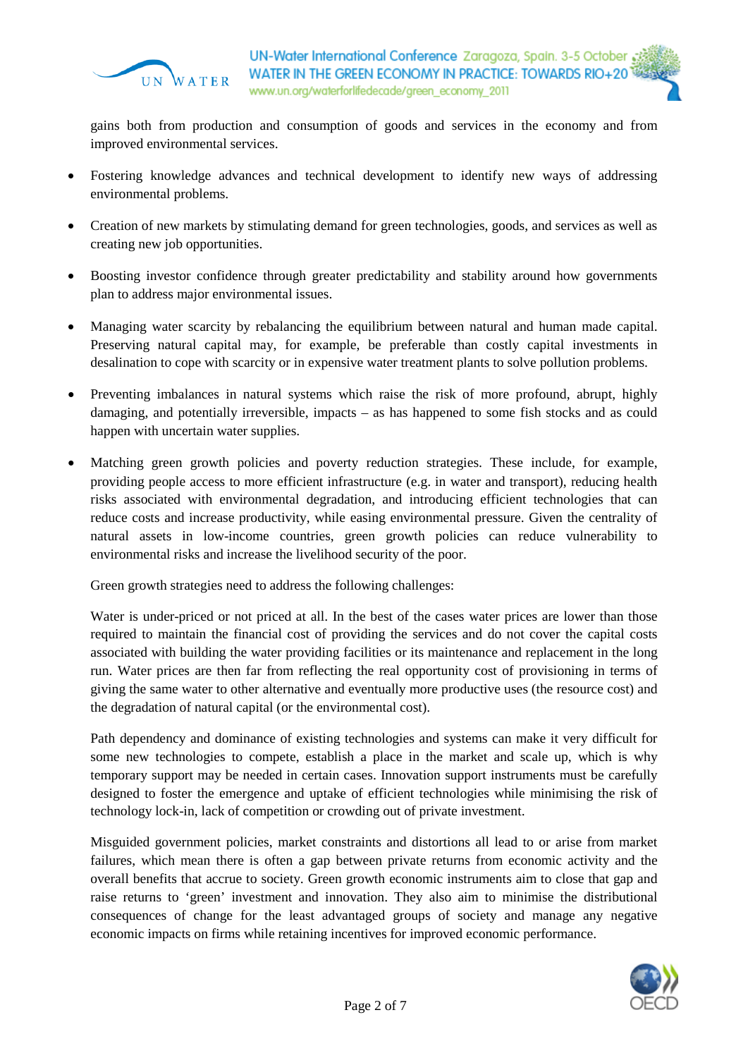gains both from production and consumption of goods and services in the economy and from improved environmental services.

- Fostering knowledge advances and technical development to identify new ways of addressing environmental problems.

- Creation of new markets by stimulating demand for green technologies, goods, and services as well as creating new job opportunities.

- Boosting investor confidence through greater predictability and stability around how governments plan to address major environmental issues.

- Managing water scarcity by rebalancing the equilibrium between natural and human made capital. Preserving natural capital may, for example, be preferable than costly capital investments in desalination to cope with scarcity or in expensive water treatment plants to solve pollution problems.

- Preventing imbalances in natural systems which raise the risk of more profound, abrupt, highly damaging, and potentially irreversible, impacts – as has happened to some fish stocks and as could happen with uncertain water supplies.

- Matching green growth policies and poverty reduction strategies. These include, for example, providing people access to more efficient infrastructure (e.g. in water and transport), reducing health risks associated with environmental degradation, and introducing efficient technologies that can reduce costs and increase productivity, while easing environmental pressure. Given the centrality of natural assets in low-income countries, green growth policies can reduce vulnerability to environmental risks and increase the livelihood security of the poor.

  Green growth strategies need to address the following challenges:

  Water is under-priced or not priced at all. In the best of the cases water prices are lower than those required to maintain the financial cost of providing the services and do not cover the capital costs associated with building the water providing facilities or its maintenance and replacement in the long run. Water prices are then far from reflecting the real opportunity cost of provisioning in terms of giving the same water to other alternative and eventually more productive uses (the resource cost) and the degradation of natural capital (or the environmental cost).

  Path dependency and dominance of existing technologies and systems can make it very difficult for some new technologies to compete, establish a place in the market and scale up, which is why temporary support may be needed in certain cases. Innovation support instruments must be carefully designed to foster the emergence and uptake of efficient technologies while minimising the risk of technology lock-in, lack of competition or crowding out of private investment.

  Misguided government policies, market constraints and distortions all lead to or arise from market failures, which mean there is often a gap between private returns from economic activity and the overall benefits that accrue to society. Green growth economic instruments aim to close that gap and raise returns to 'green' investment and innovation. They also aim to minimise the distributional consequences of change for the least advantaged groups of society and manage any negative economic impacts on firms while retaining incentives for improved economic performance.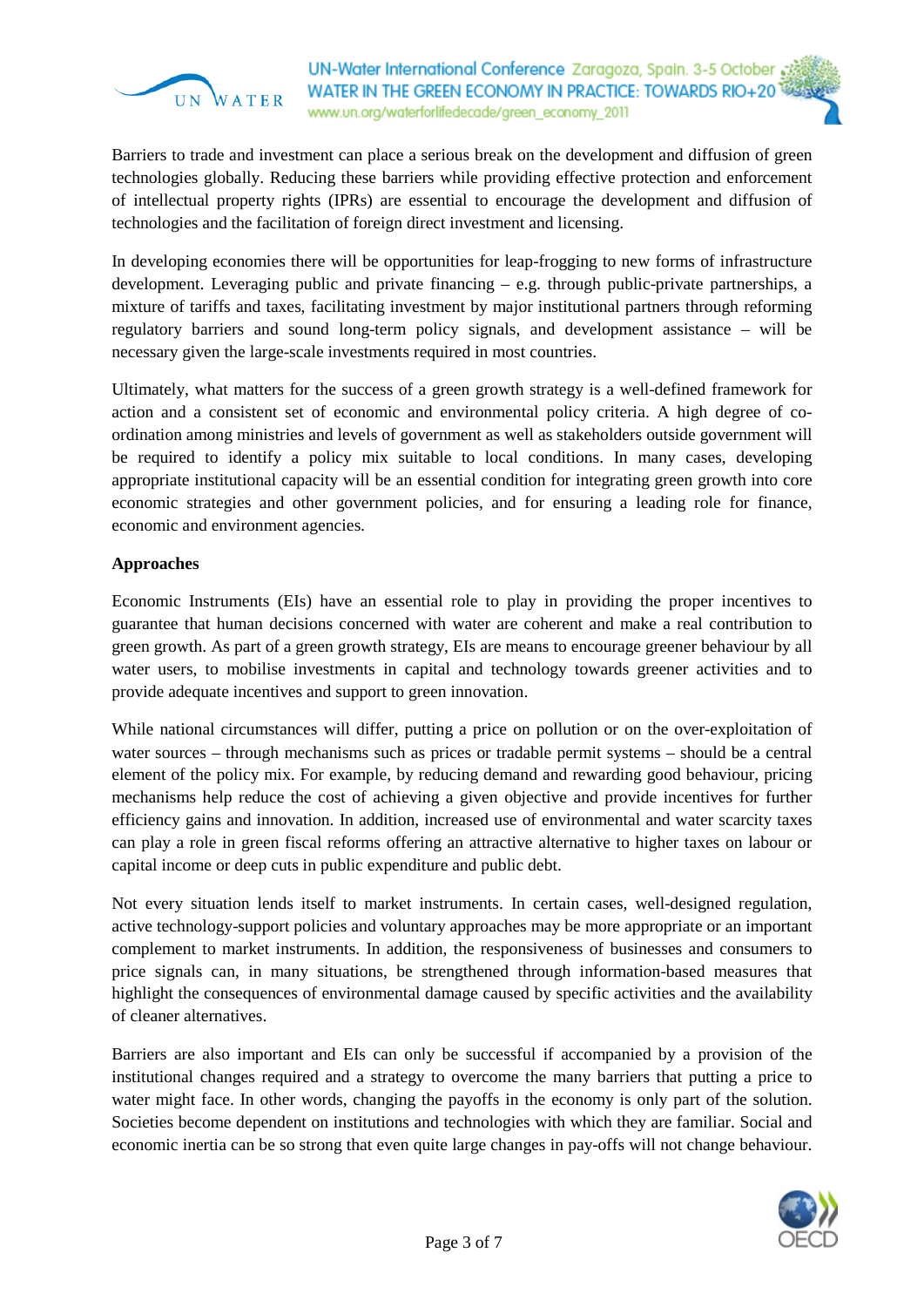Barriers to trade and investment can place a serious break on the development and diffusion of green technologies globally. Reducing these barriers while providing effective protection and enforcement of intellectual property rights (IPRs) are essential to encourage the development and diffusion of technologies and the facilitation of foreign direct investment and licensing.

In developing economies there will be opportunities for leap-frogging to new forms of infrastructure development. Leveraging public and private financing – e.g. through public-private partnerships, a mixture of tariffs and taxes, facilitating investment by major institutional partners through reforming regulatory barriers and sound long-term policy signals, and development assistance – will be necessary given the large-scale investments required in most countries.

Ultimately, what matters for the success of a green growth strategy is a well-defined framework for action and a consistent set of economic and environmental policy criteria. A high degree of co-ordination among ministries and levels of government as well as stakeholders outside government will be required to identify a policy mix suitable to local conditions. In many cases, developing appropriate institutional capacity will be an essential condition for integrating green growth into core economic strategies and other government policies, and for ensuring a leading role for finance, economic and environment agencies.

**Approaches**

Economic Instruments (EIs) have an essential role to play in providing the proper incentives to guarantee that human decisions concerned with water are coherent and make a real contribution to green growth. As part of a green growth strategy, EIs are means to encourage greener behaviour by all water users, to mobilise investments in capital and technology towards greener activities and to provide adequate incentives and support to green innovation.

While national circumstances will differ, putting a price on pollution or on the over-exploitation of water sources – through mechanisms such as prices or tradable permit systems – should be a central element of the policy mix. For example, by reducing demand and rewarding good behaviour, pricing mechanisms help reduce the cost of achieving a given objective and provide incentives for further efficiency gains and innovation. In addition, increased use of environmental and water scarcity taxes can play a role in green fiscal reforms offering an attractive alternative to higher taxes on labour or capital income or deep cuts in public expenditure and public debt.

Not every situation lends itself to market instruments. In certain cases, well-designed regulation, active technology-support policies and voluntary approaches may be more appropriate or an important complement to market instruments. In addition, the responsiveness of businesses and consumers to price signals can, in many situations, be strengthened through information-based measures that highlight the consequences of environmental damage caused by specific activities and the availability of cleaner alternatives.

Barriers are also important and EIs can only be successful if accompanied by a provision of the institutional changes required and a strategy to overcome the many barriers that putting a price to water might face. In other words, changing the payoffs in the economy is only part of the solution. Societies become dependent on institutions and technologies with which they are familiar. Social and economic inertia can be so strong that even quite large changes in pay-offs will not change behaviour.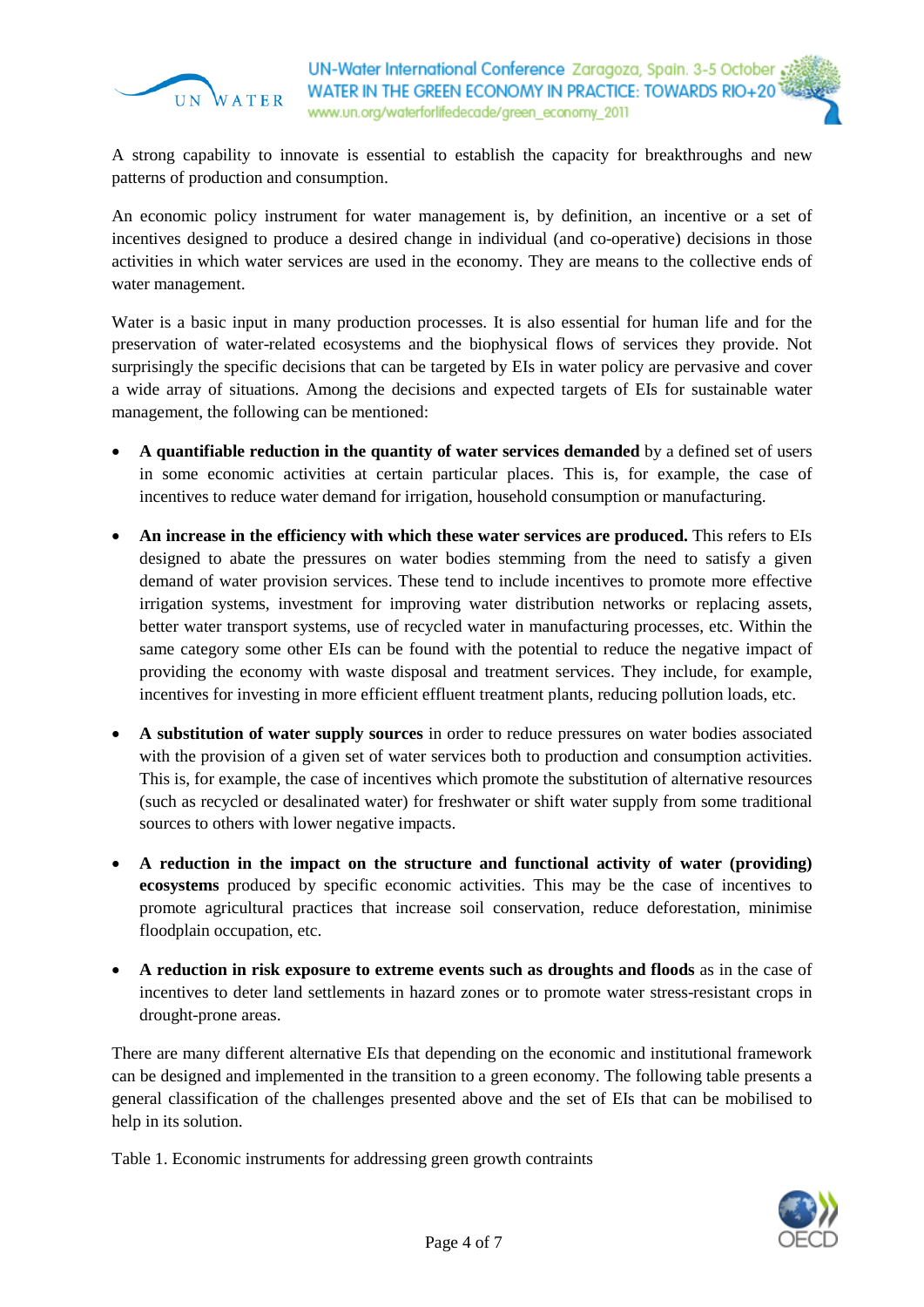A strong capability to innovate is essential to establish the capacity for breakthroughs and new patterns of production and consumption.

An economic policy instrument for water management is, by definition, an incentive or a set of incentives designed to produce a desired change in individual (and co-operative) decisions in those activities in which water services are used in the economy. They are means to the collective ends of water management.

Water is a basic input in many production processes. It is also essential for human life and for the preservation of water-related ecosystems and the biophysical flows of services they provide. Not surprisingly the specific decisions that can be targeted by EIs in water policy are pervasive and cover a wide array of situations. Among the decisions and expected targets of EIs for sustainable water management, the following can be mentioned:

- **A quantifiable reduction in the quantity of water services demanded** by a defined set of users in some economic activities at certain particular places. This is, for example, the case of incentives to reduce water demand for irrigation, household consumption or manufacturing.

- **An increase in the efficiency with which these water services are produced.** This refers to EIs designed to abate the pressures on water bodies stemming from the need to satisfy a given demand of water provision services. These tend to include incentives to promote more effective irrigation systems, investment for improving water distribution networks or replacing assets, better water transport systems, use of recycled water in manufacturing processes, etc. Within the same category some other EIs can be found with the potential to reduce the negative impact of providing the economy with waste disposal and treatment services. They include, for example, incentives for investing in more efficient effluent treatment plants, reducing pollution loads, etc.

- **A substitution of water supply sources** in order to reduce pressures on water bodies associated with the provision of a given set of water services both to production and consumption activities. This is, for example, the case of incentives which promote the substitution of alternative resources (such as recycled or desalinated water) for freshwater or shift water supply from some traditional sources to others with lower negative impacts.

- **A reduction in the impact on the structure and functional activity of water (providing) ecosystems** produced by specific economic activities. This may be the case of incentives to promote agricultural practices that increase soil conservation, reduce deforestation, minimise floodplain occupation, etc.

- **A reduction in risk exposure to extreme events such as droughts and floods** as in the case of incentives to deter land settlements in hazard zones or to promote water stress-resistant crops in drought-prone areas.

There are many different alternative EIs that depending on the economic and institutional framework can be designed and implemented in the transition to a green economy. The following table presents a general classification of the challenges presented above and the set of EIs that can be mobilised to help in its solution.

Table 1. Economic instruments for addressing green growth contraints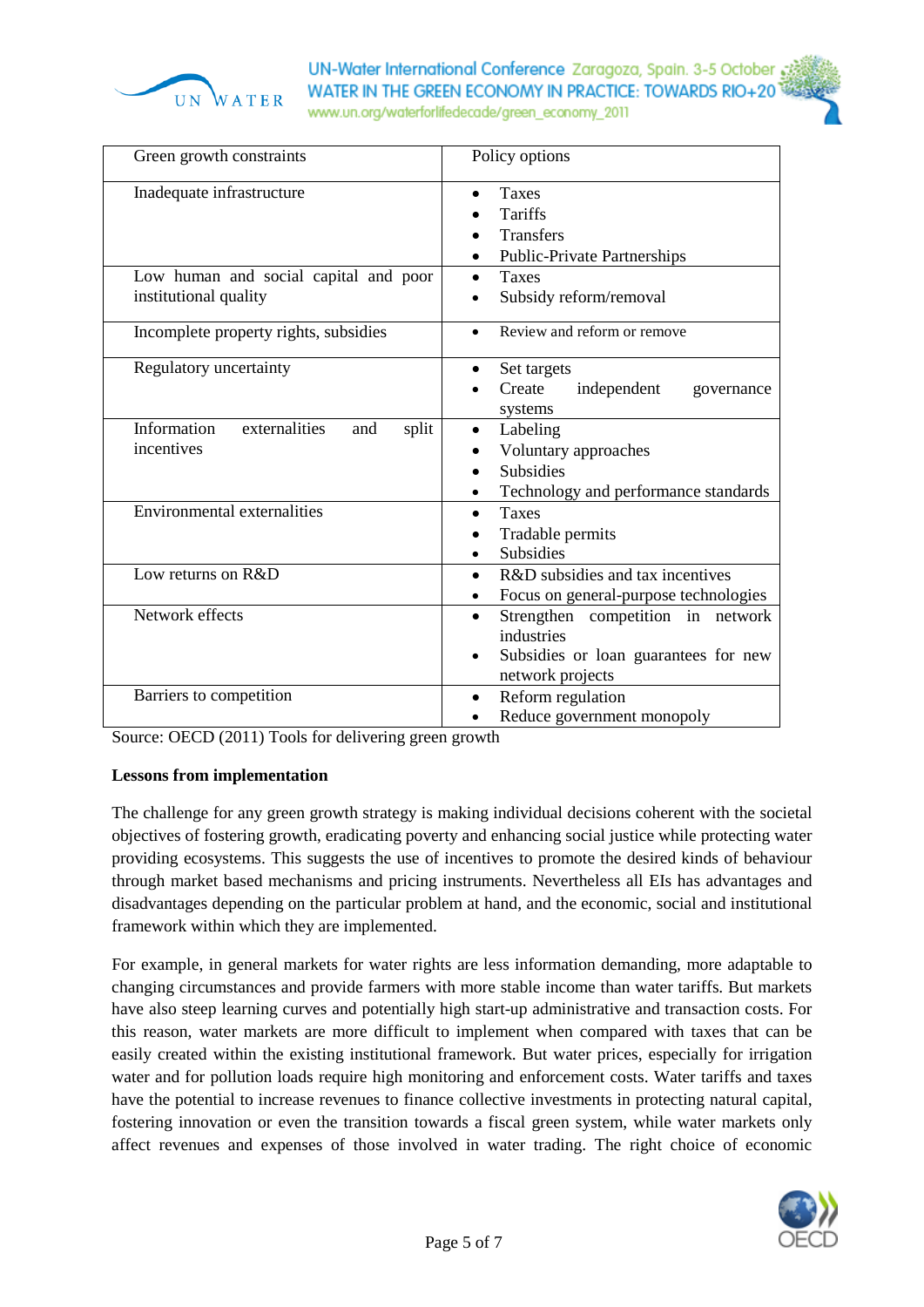| Green growth constraints | Policy options |
|---|---|
| Inadequate infrastructure | • Taxes<br>• Tariffs<br>• Transfers<br>• Public-Private Partnerships |
| Low human and social capital and poor institutional quality | • Taxes<br>• Subsidy reform/removal |
| Incomplete property rights, subsidies | • Review and reform or remove |
| Regulatory uncertainty | • Set targets<br>• Create independent governance systems |
| Information externalities and split incentives | • Labeling<br>• Voluntary approaches<br>• Subsidies<br>• Technology and performance standards |
| Environmental externalities | • Taxes<br>• Tradable permits<br>• Subsidies |
| Low returns on R&D | • R&D subsidies and tax incentives<br>• Focus on general-purpose technologies |
| Network effects | • Strengthen competition in network industries<br>• Subsidies or loan guarantees for new network projects |
| Barriers to competition | • Reform regulation<br>• Reduce government monopoly |

Source: OECD (2011) Tools for delivering green growth

**Lessons from implementation**

The challenge for any green growth strategy is making individual decisions coherent with the societal objectives of fostering growth, eradicating poverty and enhancing social justice while protecting water providing ecosystems. This suggests the use of incentives to promote the desired kinds of behaviour through market based mechanisms and pricing instruments. Nevertheless all EIs has advantages and disadvantages depending on the particular problem at hand, and the economic, social and institutional framework within which they are implemented.

For example, in general markets for water rights are less information demanding, more adaptable to changing circumstances and provide farmers with more stable income than water tariffs. But markets have also steep learning curves and potentially high start-up administrative and transaction costs. For this reason, water markets are more difficult to implement when compared with taxes that can be easily created within the existing institutional framework. But water prices, especially for irrigation water and for pollution loads require high monitoring and enforcement costs. Water tariffs and taxes have the potential to increase revenues to finance collective investments in protecting natural capital, fostering innovation or even the transition towards a fiscal green system, while water markets only affect revenues and expenses of those involved in water trading. The right choice of economic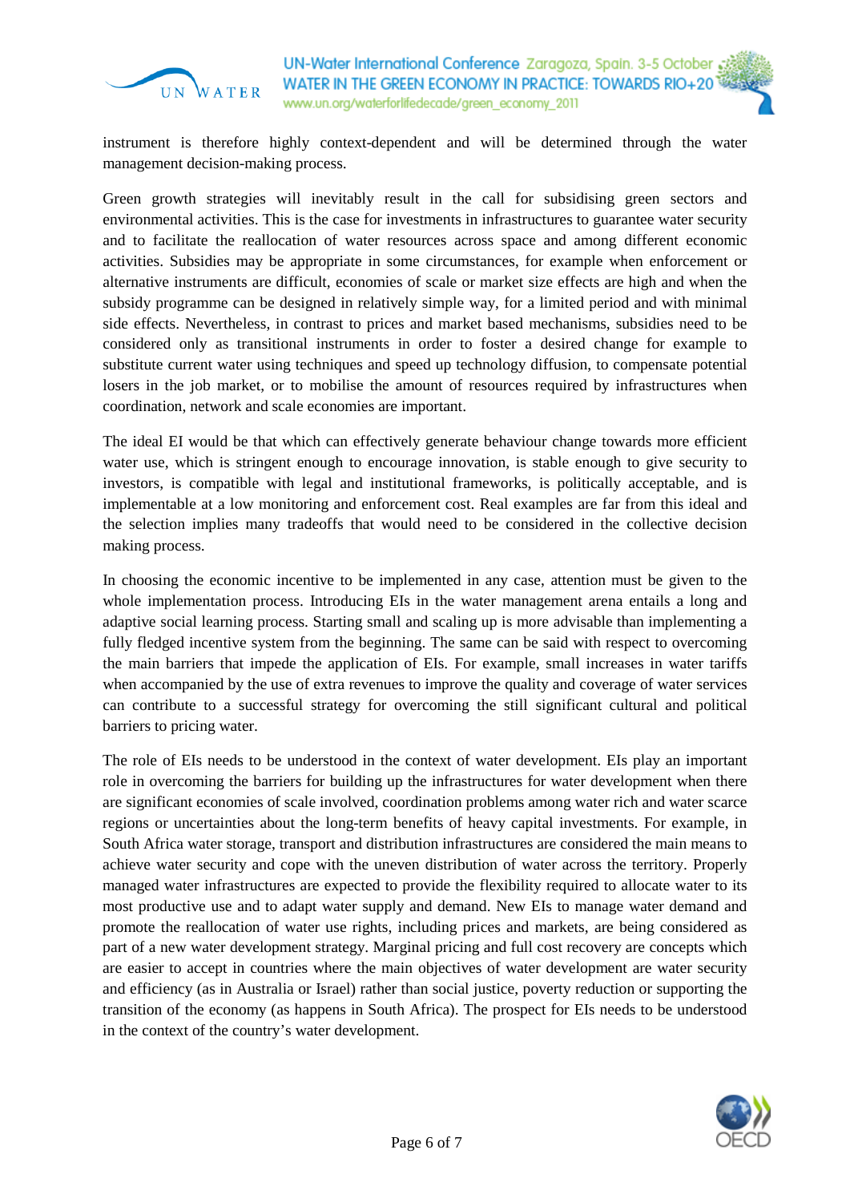instrument is therefore highly context-dependent and will be determined through the water management decision-making process.

Green growth strategies will inevitably result in the call for subsidising green sectors and environmental activities. This is the case for investments in infrastructures to guarantee water security and to facilitate the reallocation of water resources across space and among different economic activities. Subsidies may be appropriate in some circumstances, for example when enforcement or alternative instruments are difficult, economies of scale or market size effects are high and when the subsidy programme can be designed in relatively simple way, for a limited period and with minimal side effects. Nevertheless, in contrast to prices and market based mechanisms, subsidies need to be considered only as transitional instruments in order to foster a desired change for example to substitute current water using techniques and speed up technology diffusion, to compensate potential losers in the job market, or to mobilise the amount of resources required by infrastructures when coordination, network and scale economies are important.

The ideal EI would be that which can effectively generate behaviour change towards more efficient water use, which is stringent enough to encourage innovation, is stable enough to give security to investors, is compatible with legal and institutional frameworks, is politically acceptable, and is implementable at a low monitoring and enforcement cost. Real examples are far from this ideal and the selection implies many tradeoffs that would need to be considered in the collective decision making process.

In choosing the economic incentive to be implemented in any case, attention must be given to the whole implementation process. Introducing EIs in the water management arena entails a long and adaptive social learning process. Starting small and scaling up is more advisable than implementing a fully fledged incentive system from the beginning. The same can be said with respect to overcoming the main barriers that impede the application of EIs. For example, small increases in water tariffs when accompanied by the use of extra revenues to improve the quality and coverage of water services can contribute to a successful strategy for overcoming the still significant cultural and political barriers to pricing water.

The role of EIs needs to be understood in the context of water development. EIs play an important role in overcoming the barriers for building up the infrastructures for water development when there are significant economies of scale involved, coordination problems among water rich and water scarce regions or uncertainties about the long-term benefits of heavy capital investments. For example, in South Africa water storage, transport and distribution infrastructures are considered the main means to achieve water security and cope with the uneven distribution of water across the territory. Properly managed water infrastructures are expected to provide the flexibility required to allocate water to its most productive use and to adapt water supply and demand. New EIs to manage water demand and promote the reallocation of water use rights, including prices and markets, are being considered as part of a new water development strategy. Marginal pricing and full cost recovery are concepts which are easier to accept in countries where the main objectives of water development are water security and efficiency (as in Australia or Israel) rather than social justice, poverty reduction or supporting the transition of the economy (as happens in South Africa). The prospect for EIs needs to be understood in the context of the country's water development.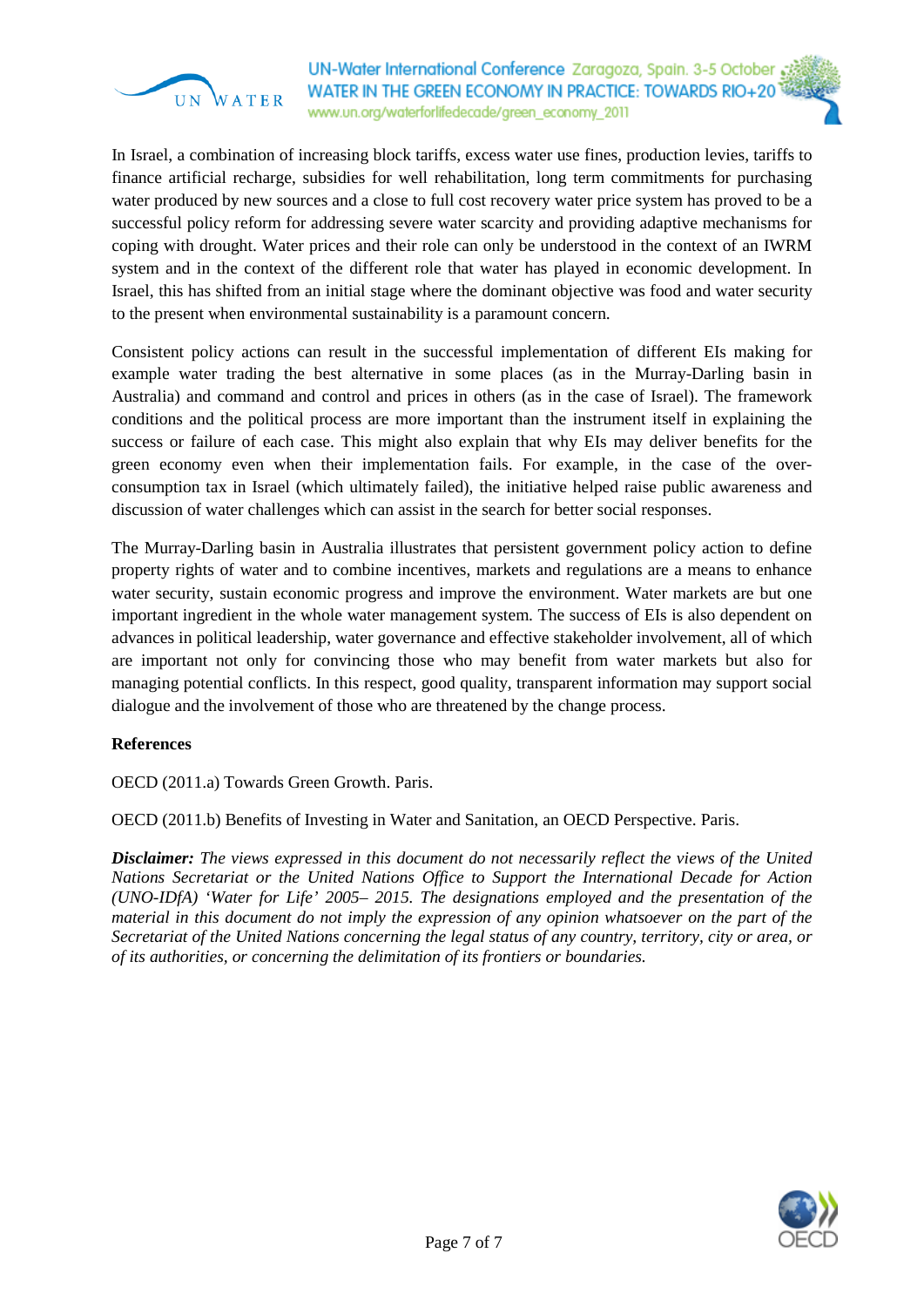In Israel, a combination of increasing block tariffs, excess water use fines, production levies, tariffs to finance artificial recharge, subsidies for well rehabilitation, long term commitments for purchasing water produced by new sources and a close to full cost recovery water price system has proved to be a successful policy reform for addressing severe water scarcity and providing adaptive mechanisms for coping with drought. Water prices and their role can only be understood in the context of an IWRM system and in the context of the different role that water has played in economic development. In Israel, this has shifted from an initial stage where the dominant objective was food and water security to the present when environmental sustainability is a paramount concern.

Consistent policy actions can result in the successful implementation of different EIs making for example water trading the best alternative in some places (as in the Murray-Darling basin in Australia) and command and control and prices in others (as in the case of Israel). The framework conditions and the political process are more important than the instrument itself in explaining the success or failure of each case. This might also explain that why EIs may deliver benefits for the green economy even when their implementation fails. For example, in the case of the over-consumption tax in Israel (which ultimately failed), the initiative helped raise public awareness and discussion of water challenges which can assist in the search for better social responses.

The Murray-Darling basin in Australia illustrates that persistent government policy action to define property rights of water and to combine incentives, markets and regulations are a means to enhance water security, sustain economic progress and improve the environment. Water markets are but one important ingredient in the whole water management system. The success of EIs is also dependent on advances in political leadership, water governance and effective stakeholder involvement, all of which are important not only for convincing those who may benefit from water markets but also for managing potential conflicts. In this respect, good quality, transparent information may support social dialogue and the involvement of those who are threatened by the change process.

**References**

OECD (2011.a) Towards Green Growth. Paris.

OECD (2011.b) Benefits of Investing in Water and Sanitation, an OECD Perspective. Paris.

***Disclaimer:*** *The views expressed in this document do not necessarily reflect the views of the United Nations Secretariat or the United Nations Office to Support the International Decade for Action (UNO-IDfA) 'Water for Life' 2005– 2015. The designations employed and the presentation of the material in this document do not imply the expression of any opinion whatsoever on the part of the Secretariat of the United Nations concerning the legal status of any country, territory, city or area, or of its authorities, or concerning the delimitation of its frontiers or boundaries.*